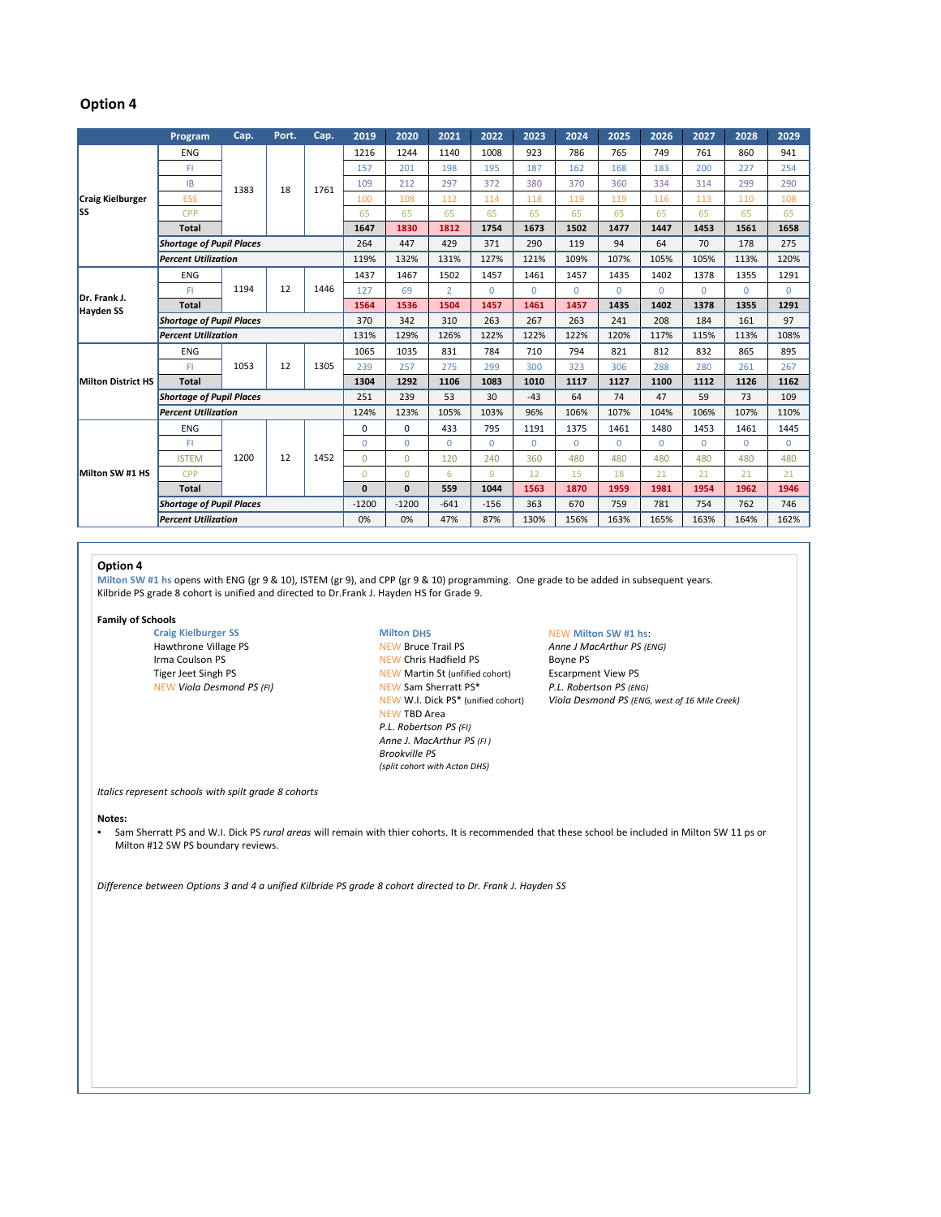## Option 4

| School | Program | Cap. | Port. | Cap. | 2019 | 2020 | 2021 | 2022 | 2023 | 2024 | 2025 | 2026 | 2027 | 2028 | 2029 |
|---|---|---|---|---|---|---|---|---|---|---|---|---|---|---|---|
| Craig Kielburger SS | ENG | 1383 | 18 | 1761 | 1216 | 1244 | 1140 | 1008 | 923 | 786 | 765 | 749 | 761 | 860 | 941 |
| | FI | | | | 157 | 201 | 198 | 195 | 187 | 162 | 168 | 183 | 200 | 227 | 254 |
| | IB | | | | 109 | 212 | 297 | 372 | 380 | 370 | 360 | 334 | 314 | 299 | 290 |
| | ESS | | | | 100 | 108 | 112 | 114 | 118 | 119 | 119 | 116 | 113 | 110 | 108 |
| | CPP | | | | 65 | 65 | 65 | 65 | 65 | 65 | 65 | 65 | 65 | 65 | 65 |
| | **Total** | | | | **1647** | **1830** | **1812** | **1754** | **1673** | **1502** | **1477** | **1447** | **1453** | **1561** | **1658** |
| | ***Shortage of Pupil Places*** | | | | 264 | 447 | 429 | 371 | 290 | 119 | 94 | 64 | 70 | 178 | 275 |
| | ***Percent Utilization*** | | | | 119% | 132% | 131% | 127% | 121% | 109% | 107% | 105% | 105% | 113% | 120% |
| Dr. Frank J. Hayden SS | ENG | 1194 | 12 | 1446 | 1437 | 1467 | 1502 | 1457 | 1461 | 1457 | 1435 | 1402 | 1378 | 1355 | 1291 |
| | FI | | | | 127 | 69 | 2 | 0 | 0 | 0 | 0 | 0 | 0 | 0 | 0 |
| | **Total** | | | | **1564** | **1536** | **1504** | **1457** | **1461** | **1457** | **1435** | **1402** | **1378** | **1355** | **1291** |
| | ***Shortage of Pupil Places*** | | | | 370 | 342 | 310 | 263 | 267 | 263 | 241 | 208 | 184 | 161 | 97 |
| | ***Percent Utilization*** | | | | 131% | 129% | 126% | 122% | 122% | 122% | 120% | 117% | 115% | 113% | 108% |
| Milton District HS | ENG | 1053 | 12 | 1305 | 1065 | 1035 | 831 | 784 | 710 | 794 | 821 | 812 | 832 | 865 | 895 |
| | FI | | | | 239 | 257 | 275 | 299 | 300 | 323 | 306 | 288 | 280 | 261 | 267 |
| | **Total** | | | | **1304** | **1292** | **1106** | **1083** | **1010** | **1117** | **1127** | **1100** | **1112** | **1126** | **1162** |
| | ***Shortage of Pupil Places*** | | | | 251 | 239 | 53 | 30 | -43 | 64 | 74 | 47 | 59 | 73 | 109 |
| | ***Percent Utilization*** | | | | 124% | 123% | 105% | 103% | 96% | 106% | 107% | 104% | 106% | 107% | 110% |
| Milton SW #1 HS | ENG | 1200 | 12 | 1452 | 0 | 0 | 433 | 795 | 1191 | 1375 | 1461 | 1480 | 1453 | 1461 | 1445 |
| | FI | | | | 0 | 0 | 0 | 0 | 0 | 0 | 0 | 0 | 0 | 0 | 0 |
| | ISTEM | | | | 0 | 0 | 120 | 240 | 360 | 480 | 480 | 480 | 480 | 480 | 480 |
| | CPP | | | | 0 | 0 | 6 | 9 | 12 | 15 | 18 | 21 | 21 | 21 | 21 |
| | **Total** | | | | **0** | **0** | **559** | **1044** | **1563** | **1870** | **1959** | **1981** | **1954** | **1962** | **1946** |
| | ***Shortage of Pupil Places*** | | | | -1200 | -1200 | -641 | -156 | 363 | 670 | 759 | 781 | 754 | 762 | 746 |
| | ***Percent Utilization*** | | | | 0% | 0% | 47% | 87% | 130% | 156% | 163% | 165% | 163% | 164% | 162% |

**Option 4**

Milton SW #1 hs opens with ENG (gr 9 & 10), ISTEM (gr 9), and CPP (gr 9 & 10) programming. One grade to be added in subsequent years.
Kilbride PS grade 8 cohort is unified and directed to Dr.Frank J. Hayden HS for Grade 9.

**Family of Schools**

**Craig Kielburger SS**
- Hawthrone Village PS
- Irma Coulson PS
- Tiger Jeet Singh PS
- NEW *Viola Desmond PS (FI)*

**Milton DHS**
- NEW Bruce Trail PS
- NEW Chris Hadfield PS
- NEW Martin St (unified cohort)
- NEW Sam Sherratt PS*
- NEW W.I. Dick PS* (unified cohort)
- NEW TBD Area
- *P.L. Robertson PS (FI)*
- *Anne J. MacArthur PS (FI)*
- *Brookville PS (split cohort with Acton DHS)*

**NEW Milton SW #1 hs:**
- *Anne J MacArthur PS (ENG)*
- Boyne PS
- Escarpment View PS
- *P.L. Robertson PS (ENG)*
- *Viola Desmond PS (ENG, west of 16 Mile Creek)*

*Italics represent schools with spilt grade 8 cohorts*

**Notes:**

- Sam Sherratt PS and W.I. Dick PS *rural areas* will remain with thier cohorts. It is recommended that these school be included in Milton SW 11 ps or Milton #12 SW PS boundary reviews.

*Difference between Options 3 and 4 a unified Kilbride PS grade 8 cohort directed to Dr. Frank J. Hayden SS*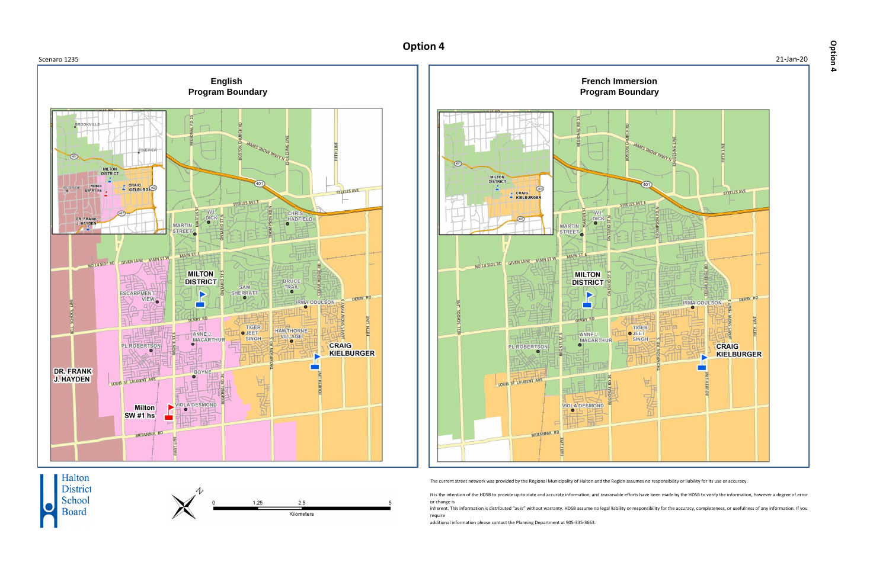# Option 4

Scenaro 1235

21-Jan-20

## English Program Boundary

## French Immersion Program Boundary

Halton District School Board

0 1.25 2.5 5
Kilometers

The current street network was provided by the Regional Municipality of Halton and the Region assumes no responsibility or liability for its use or accuracy.

It is the intention of the HDSB to provide up-to-date and accurate information, and reasonable efforts have been made by the HDSB to verify the information, however a degree of error or change is inherent. This information is distributed "as is" without warranty. HDSB assume no legal liability or responsibility for the accuracy, completeness, or usefulness of any information. If you require additional information please contact the Planning Department at 905-335-3663.